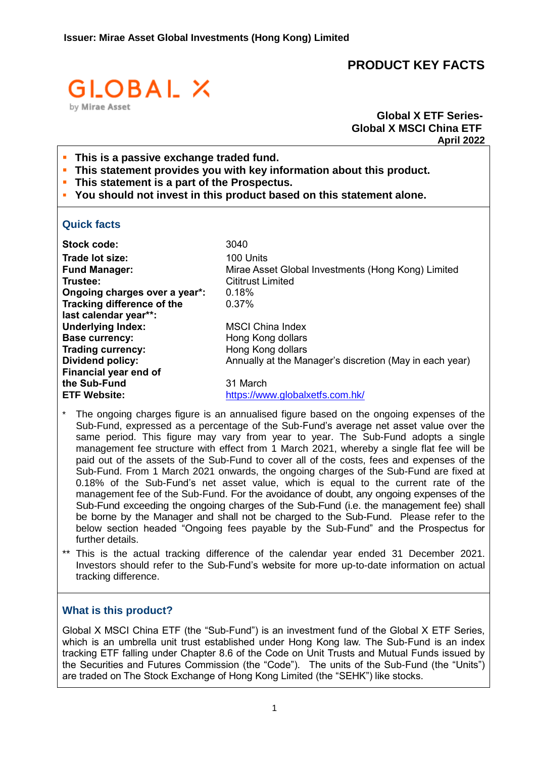Issuer: Mirae Asset Global Investments (Hong Kong) Limited

# PRODUCT KEY FACTS

GLOBAL X by Mirae Asset

**Global X ETF Series-**
**Global X MSCI China ETF**
**April 2022**

- **This is a passive exchange traded fund.**
- **This statement provides you with key information about this product.**
- **This statement is a part of the Prospectus.**
- **You should not invest in this product based on this statement alone.**

## Quick facts

| | |
|---|---|
| **Stock code:** | 3040 |
| **Trade lot size:** | 100 Units |
| **Fund Manager:** | Mirae Asset Global Investments (Hong Kong) Limited |
| **Trustee:** | Cititrust Limited |
| **Ongoing charges over a year*:** | 0.18% |
| **Tracking difference of the last calendar year**:** | 0.37% |
| **Underlying Index:** | MSCI China Index |
| **Base currency:** | Hong Kong dollars |
| **Trading currency:** | Hong Kong dollars |
| **Dividend policy:** | Annually at the Manager's discretion (May in each year) |
| **Financial year end of the Sub-Fund** | 31 March |
| **ETF Website:** | https://www.globalxetfs.com.hk/ |

\* The ongoing charges figure is an annualised figure based on the ongoing expenses of the Sub-Fund, expressed as a percentage of the Sub-Fund's average net asset value over the same period. This figure may vary from year to year. The Sub-Fund adopts a single management fee structure with effect from 1 March 2021, whereby a single flat fee will be paid out of the assets of the Sub-Fund to cover all of the costs, fees and expenses of the Sub-Fund. From 1 March 2021 onwards, the ongoing charges of the Sub-Fund are fixed at 0.18% of the Sub-Fund's net asset value, which is equal to the current rate of the management fee of the Sub-Fund. For the avoidance of doubt, any ongoing expenses of the Sub-Fund exceeding the ongoing charges of the Sub-Fund (i.e. the management fee) shall be borne by the Manager and shall not be charged to the Sub-Fund. Please refer to the below section headed "Ongoing fees payable by the Sub-Fund" and the Prospectus for further details.

\*\* This is the actual tracking difference of the calendar year ended 31 December 2021. Investors should refer to the Sub-Fund's website for more up-to-date information on actual tracking difference.

## What is this product?

Global X MSCI China ETF (the "Sub-Fund") is an investment fund of the Global X ETF Series, which is an umbrella unit trust established under Hong Kong law. The Sub-Fund is an index tracking ETF falling under Chapter 8.6 of the Code on Unit Trusts and Mutual Funds issued by the Securities and Futures Commission (the "Code"). The units of the Sub-Fund (the "Units") are traded on The Stock Exchange of Hong Kong Limited (the "SEHK") like stocks.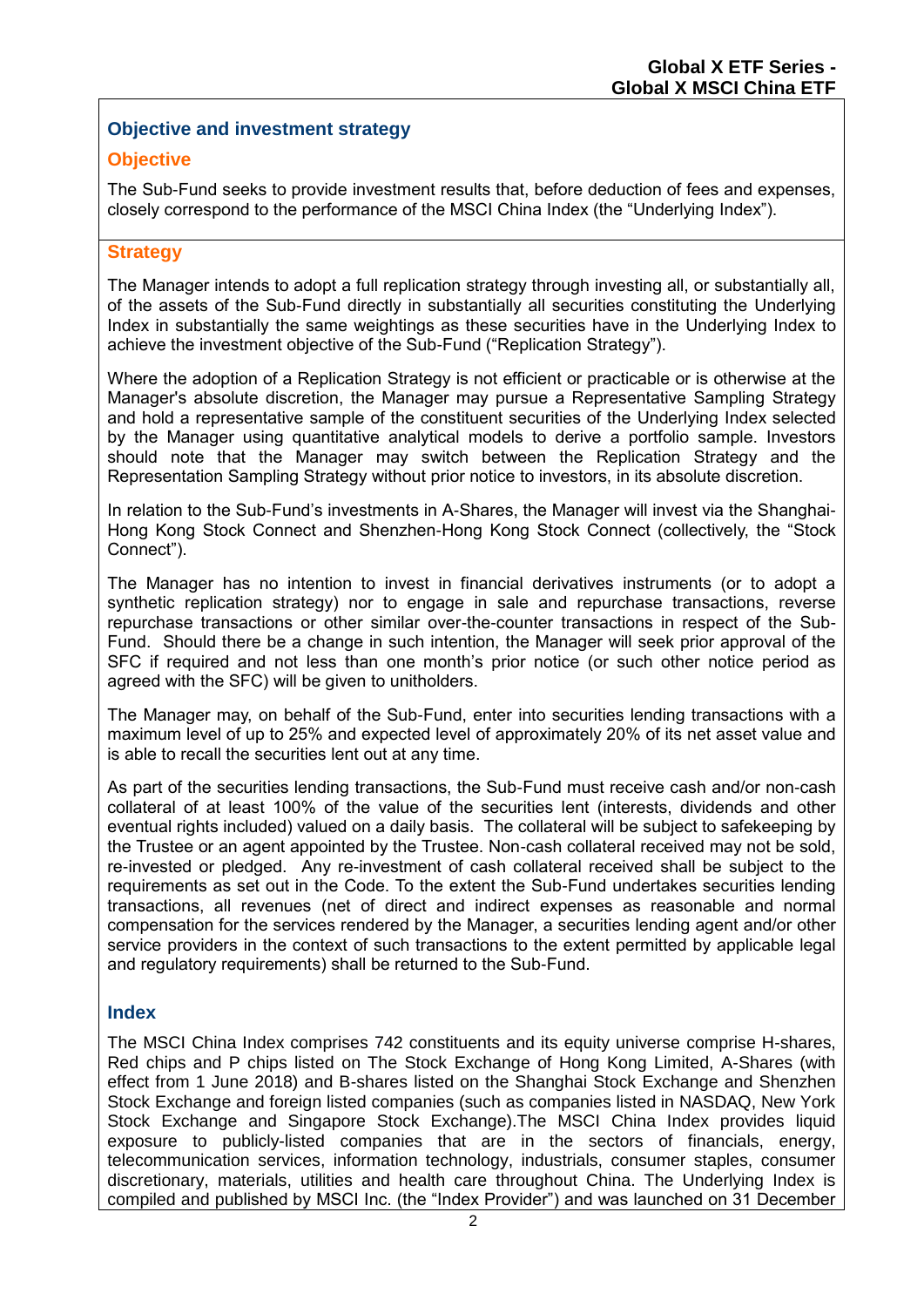## Objective and investment strategy

### Objective

The Sub-Fund seeks to provide investment results that, before deduction of fees and expenses, closely correspond to the performance of the MSCI China Index (the "Underlying Index").

### Strategy

The Manager intends to adopt a full replication strategy through investing all, or substantially all, of the assets of the Sub-Fund directly in substantially all securities constituting the Underlying Index in substantially the same weightings as these securities have in the Underlying Index to achieve the investment objective of the Sub-Fund ("Replication Strategy").

Where the adoption of a Replication Strategy is not efficient or practicable or is otherwise at the Manager's absolute discretion, the Manager may pursue a Representative Sampling Strategy and hold a representative sample of the constituent securities of the Underlying Index selected by the Manager using quantitative analytical models to derive a portfolio sample. Investors should note that the Manager may switch between the Replication Strategy and the Representation Sampling Strategy without prior notice to investors, in its absolute discretion.

In relation to the Sub-Fund's investments in A-Shares, the Manager will invest via the Shanghai-Hong Kong Stock Connect and Shenzhen-Hong Kong Stock Connect (collectively, the "Stock Connect").

The Manager has no intention to invest in financial derivatives instruments (or to adopt a synthetic replication strategy) nor to engage in sale and repurchase transactions, reverse repurchase transactions or other similar over-the-counter transactions in respect of the Sub-Fund. Should there be a change in such intention, the Manager will seek prior approval of the SFC if required and not less than one month's prior notice (or such other notice period as agreed with the SFC) will be given to unitholders.

The Manager may, on behalf of the Sub-Fund, enter into securities lending transactions with a maximum level of up to 25% and expected level of approximately 20% of its net asset value and is able to recall the securities lent out at any time.

As part of the securities lending transactions, the Sub-Fund must receive cash and/or non-cash collateral of at least 100% of the value of the securities lent (interests, dividends and other eventual rights included) valued on a daily basis. The collateral will be subject to safekeeping by the Trustee or an agent appointed by the Trustee. Non-cash collateral received may not be sold, re-invested or pledged. Any re-investment of cash collateral received shall be subject to the requirements as set out in the Code. To the extent the Sub-Fund undertakes securities lending transactions, all revenues (net of direct and indirect expenses as reasonable and normal compensation for the services rendered by the Manager, a securities lending agent and/or other service providers in the context of such transactions to the extent permitted by applicable legal and regulatory requirements) shall be returned to the Sub-Fund.

## Index

The MSCI China Index comprises 742 constituents and its equity universe comprise H-shares, Red chips and P chips listed on The Stock Exchange of Hong Kong Limited, A-Shares (with effect from 1 June 2018) and B-shares listed on the Shanghai Stock Exchange and Shenzhen Stock Exchange and foreign listed companies (such as companies listed in NASDAQ, New York Stock Exchange and Singapore Stock Exchange).The MSCI China Index provides liquid exposure to publicly-listed companies that are in the sectors of financials, energy, telecommunication services, information technology, industrials, consumer staples, consumer discretionary, materials, utilities and health care throughout China. The Underlying Index is compiled and published by MSCI Inc. (the "Index Provider") and was launched on 31 December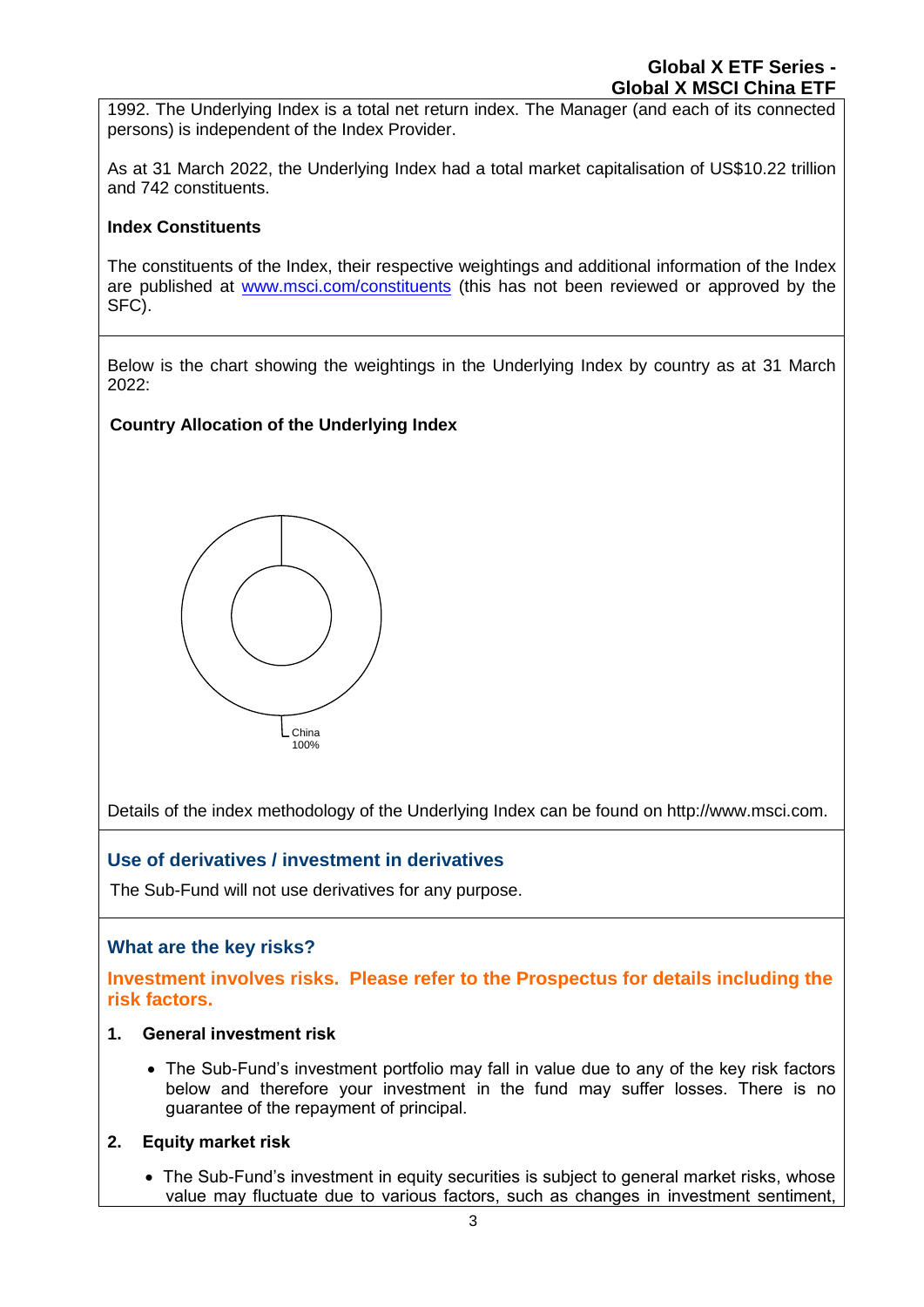1992. The Underlying Index is a total net return index. The Manager (and each of its connected persons) is independent of the Index Provider.

As at 31 March 2022, the Underlying Index had a total market capitalisation of US$10.22 trillion and 742 constituents.

**Index Constituents**

The constituents of the Index, their respective weightings and additional information of the Index are published at [www.msci.com/constituents](www.msci.com/constituents) (this has not been reviewed or approved by the SFC).

Below is the chart showing the weightings in the Underlying Index by country as at 31 March 2022:

**Country Allocation of the Underlying Index**

China
100%

Details of the index methodology of the Underlying Index can be found on http://www.msci.com.

## Use of derivatives / investment in derivatives

The Sub-Fund will not use derivatives for any purpose.

## What are the key risks?

**Investment involves risks. Please refer to the Prospectus for details including the risk factors.**

**1. General investment risk**

- The Sub-Fund's investment portfolio may fall in value due to any of the key risk factors below and therefore your investment in the fund may suffer losses. There is no guarantee of the repayment of principal.

**2. Equity market risk**

- The Sub-Fund's investment in equity securities is subject to general market risks, whose value may fluctuate due to various factors, such as changes in investment sentiment,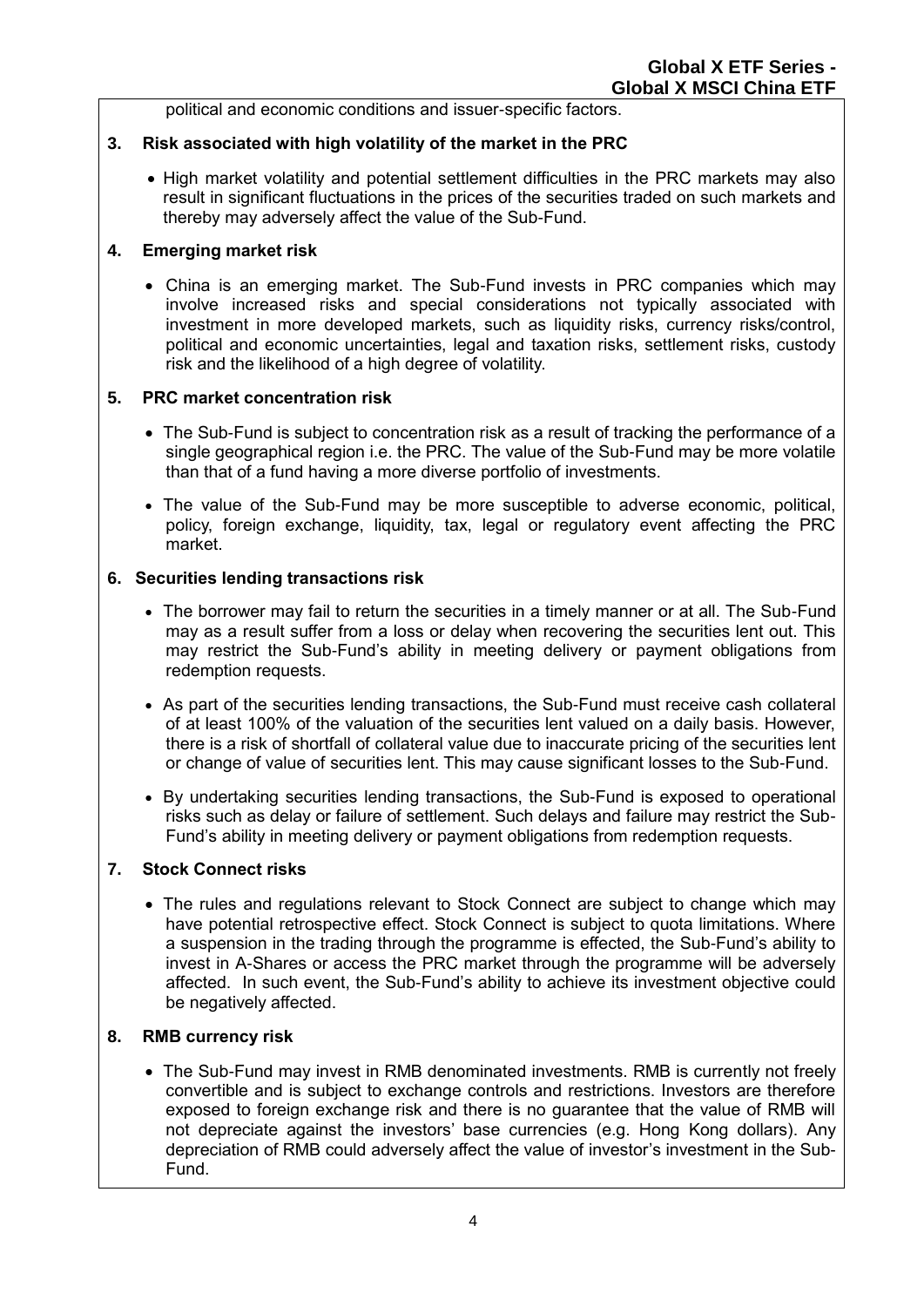political and economic conditions and issuer-specific factors.

**3. Risk associated with high volatility of the market in the PRC**

- High market volatility and potential settlement difficulties in the PRC markets may also result in significant fluctuations in the prices of the securities traded on such markets and thereby may adversely affect the value of the Sub-Fund.

**4. Emerging market risk**

- China is an emerging market. The Sub-Fund invests in PRC companies which may involve increased risks and special considerations not typically associated with investment in more developed markets, such as liquidity risks, currency risks/control, political and economic uncertainties, legal and taxation risks, settlement risks, custody risk and the likelihood of a high degree of volatility.

**5. PRC market concentration risk**

- The Sub-Fund is subject to concentration risk as a result of tracking the performance of a single geographical region i.e. the PRC. The value of the Sub-Fund may be more volatile than that of a fund having a more diverse portfolio of investments.
- The value of the Sub-Fund may be more susceptible to adverse economic, political, policy, foreign exchange, liquidity, tax, legal or regulatory event affecting the PRC market.

**6. Securities lending transactions risk**

- The borrower may fail to return the securities in a timely manner or at all. The Sub-Fund may as a result suffer from a loss or delay when recovering the securities lent out. This may restrict the Sub-Fund's ability in meeting delivery or payment obligations from redemption requests.
- As part of the securities lending transactions, the Sub-Fund must receive cash collateral of at least 100% of the valuation of the securities lent valued on a daily basis. However, there is a risk of shortfall of collateral value due to inaccurate pricing of the securities lent or change of value of securities lent. This may cause significant losses to the Sub-Fund.
- By undertaking securities lending transactions, the Sub-Fund is exposed to operational risks such as delay or failure of settlement. Such delays and failure may restrict the Sub-Fund's ability in meeting delivery or payment obligations from redemption requests.

**7. Stock Connect risks**

- The rules and regulations relevant to Stock Connect are subject to change which may have potential retrospective effect. Stock Connect is subject to quota limitations. Where a suspension in the trading through the programme is effected, the Sub-Fund's ability to invest in A-Shares or access the PRC market through the programme will be adversely affected. In such event, the Sub-Fund's ability to achieve its investment objective could be negatively affected.

**8. RMB currency risk**

- The Sub-Fund may invest in RMB denominated investments. RMB is currently not freely convertible and is subject to exchange controls and restrictions. Investors are therefore exposed to foreign exchange risk and there is no guarantee that the value of RMB will not depreciate against the investors' base currencies (e.g. Hong Kong dollars). Any depreciation of RMB could adversely affect the value of investor's investment in the Sub-Fund.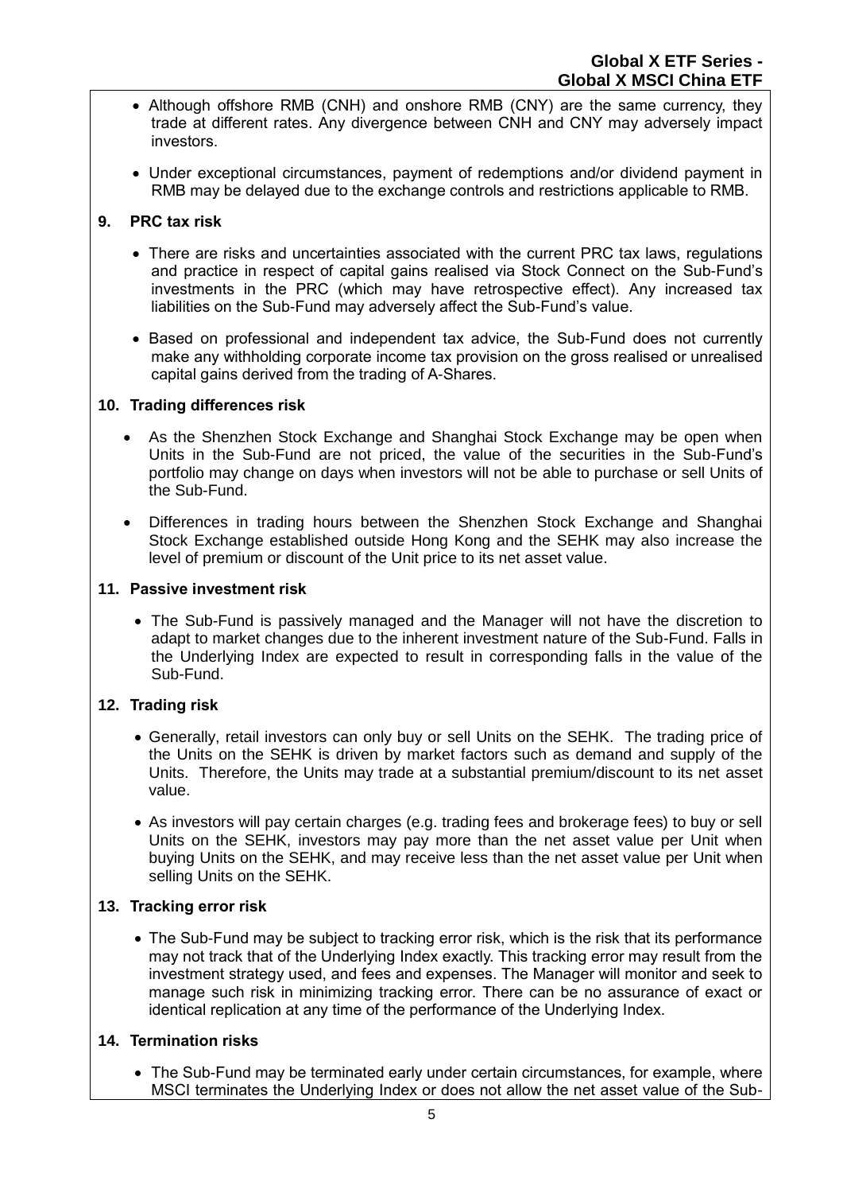- Although offshore RMB (CNH) and onshore RMB (CNY) are the same currency, they trade at different rates. Any divergence between CNH and CNY may adversely impact investors.
- Under exceptional circumstances, payment of redemptions and/or dividend payment in RMB may be delayed due to the exchange controls and restrictions applicable to RMB.

**9. PRC tax risk**

- There are risks and uncertainties associated with the current PRC tax laws, regulations and practice in respect of capital gains realised via Stock Connect on the Sub-Fund's investments in the PRC (which may have retrospective effect). Any increased tax liabilities on the Sub-Fund may adversely affect the Sub-Fund's value.
- Based on professional and independent tax advice, the Sub-Fund does not currently make any withholding corporate income tax provision on the gross realised or unrealised capital gains derived from the trading of A-Shares.

**10. Trading differences risk**

- As the Shenzhen Stock Exchange and Shanghai Stock Exchange may be open when Units in the Sub-Fund are not priced, the value of the securities in the Sub-Fund's portfolio may change on days when investors will not be able to purchase or sell Units of the Sub-Fund.
- Differences in trading hours between the Shenzhen Stock Exchange and Shanghai Stock Exchange established outside Hong Kong and the SEHK may also increase the level of premium or discount of the Unit price to its net asset value.

**11. Passive investment risk**

- The Sub-Fund is passively managed and the Manager will not have the discretion to adapt to market changes due to the inherent investment nature of the Sub-Fund. Falls in the Underlying Index are expected to result in corresponding falls in the value of the Sub-Fund.

**12. Trading risk**

- Generally, retail investors can only buy or sell Units on the SEHK. The trading price of the Units on the SEHK is driven by market factors such as demand and supply of the Units. Therefore, the Units may trade at a substantial premium/discount to its net asset value.
- As investors will pay certain charges (e.g. trading fees and brokerage fees) to buy or sell Units on the SEHK, investors may pay more than the net asset value per Unit when buying Units on the SEHK, and may receive less than the net asset value per Unit when selling Units on the SEHK.

**13. Tracking error risk**

- The Sub-Fund may be subject to tracking error risk, which is the risk that its performance may not track that of the Underlying Index exactly. This tracking error may result from the investment strategy used, and fees and expenses. The Manager will monitor and seek to manage such risk in minimizing tracking error. There can be no assurance of exact or identical replication at any time of the performance of the Underlying Index.

**14. Termination risks**

- The Sub-Fund may be terminated early under certain circumstances, for example, where MSCI terminates the Underlying Index or does not allow the net asset value of the Sub-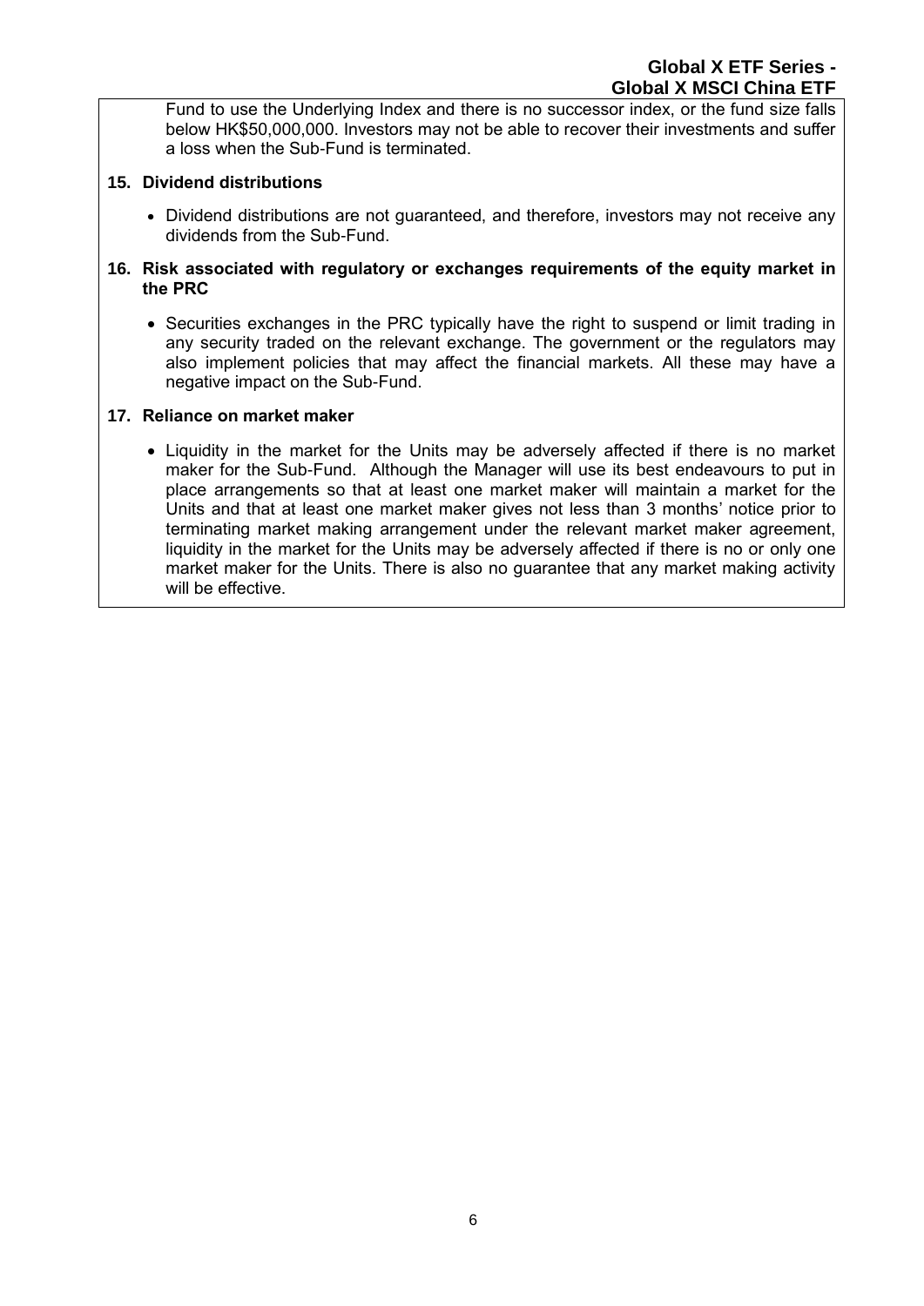Fund to use the Underlying Index and there is no successor index, or the fund size falls below HK$50,000,000. Investors may not be able to recover their investments and suffer a loss when the Sub-Fund is terminated.

**15. Dividend distributions**

- Dividend distributions are not guaranteed, and therefore, investors may not receive any dividends from the Sub-Fund.

**16. Risk associated with regulatory or exchanges requirements of the equity market in the PRC**

- Securities exchanges in the PRC typically have the right to suspend or limit trading in any security traded on the relevant exchange. The government or the regulators may also implement policies that may affect the financial markets. All these may have a negative impact on the Sub-Fund.

**17. Reliance on market maker**

- Liquidity in the market for the Units may be adversely affected if there is no market maker for the Sub-Fund. Although the Manager will use its best endeavours to put in place arrangements so that at least one market maker will maintain a market for the Units and that at least one market maker gives not less than 3 months' notice prior to terminating market making arrangement under the relevant market maker agreement, liquidity in the market for the Units may be adversely affected if there is no or only one market maker for the Units. There is also no guarantee that any market making activity will be effective.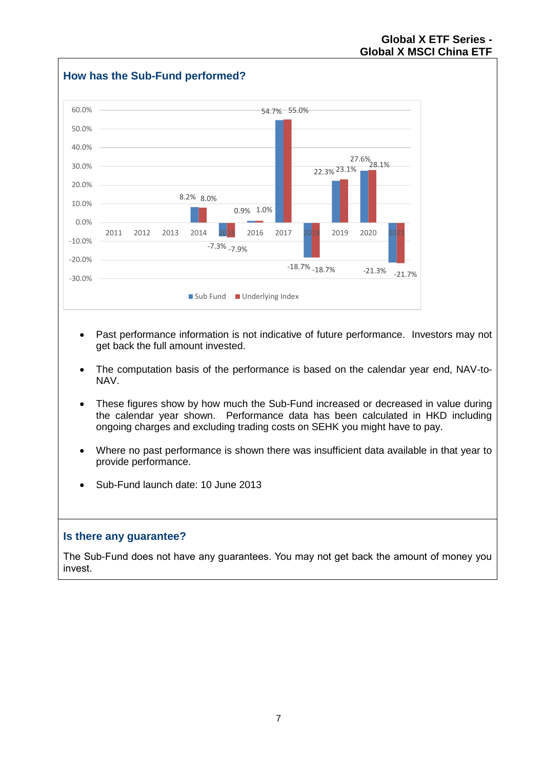## How has the Sub-Fund performed?

60.0%
50.0%
40.0%
30.0%
20.0%
10.0%
0.0%
-10.0%
-20.0%
-30.0%

2011 2012 2013 2014 2015 2016 2017 2018 2019 2020 2021

8.2% 8.0%
-7.3% -7.9%
0.9% 1.0%
54.7% 55.0%
-18.7% -18.7%
22.3% 23.1%
27.6% 28.1%
-21.3% -21.7%

Sub Fund
Underlying Index

- Past performance information is not indicative of future performance. Investors may not get back the full amount invested.
- The computation basis of the performance is based on the calendar year end, NAV-to-NAV.
- These figures show by how much the Sub-Fund increased or decreased in value during the calendar year shown. Performance data has been calculated in HKD including ongoing charges and excluding trading costs on SEHK you might have to pay.
- Where no past performance is shown there was insufficient data available in that year to provide performance.
- Sub-Fund launch date: 10 June 2013

## Is there any guarantee?

The Sub-Fund does not have any guarantees. You may not get back the amount of money you invest.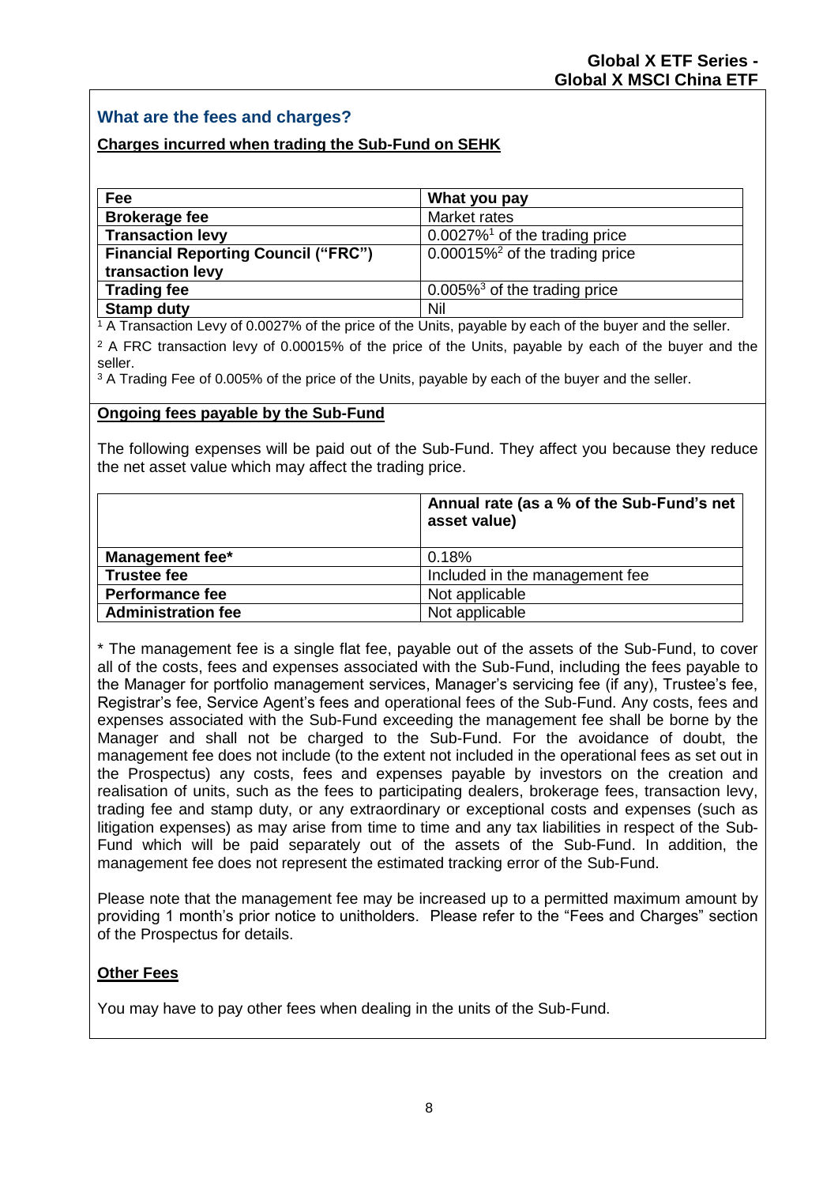## What are the fees and charges?

**Charges incurred when trading the Sub-Fund on SEHK**

| Fee | What you pay |
|---|---|
| **Brokerage fee** | Market rates |
| **Transaction levy** | 0.0027%[1] of the trading price |
| **Financial Reporting Council ("FRC") transaction levy** | 0.00015%[2] of the trading price |
| **Trading fee** | 0.005%[3] of the trading price |
| **Stamp duty** | Nil |

[1] A Transaction Levy of 0.0027% of the price of the Units, payable by each of the buyer and the seller.

[2] A FRC transaction levy of 0.00015% of the price of the Units, payable by each of the buyer and the seller.

[3] A Trading Fee of 0.005% of the price of the Units, payable by each of the buyer and the seller.

**Ongoing fees payable by the Sub-Fund**

The following expenses will be paid out of the Sub-Fund. They affect you because they reduce the net asset value which may affect the trading price.

| | Annual rate (as a % of the Sub-Fund's net asset value) |
|---|---|
| **Management fee*** | 0.18% |
| **Trustee fee** | Included in the management fee |
| **Performance fee** | Not applicable |
| **Administration fee** | Not applicable |

* The management fee is a single flat fee, payable out of the assets of the Sub-Fund, to cover all of the costs, fees and expenses associated with the Sub-Fund, including the fees payable to the Manager for portfolio management services, Manager's servicing fee (if any), Trustee's fee, Registrar's fee, Service Agent's fees and operational fees of the Sub-Fund. Any costs, fees and expenses associated with the Sub-Fund exceeding the management fee shall be borne by the Manager and shall not be charged to the Sub-Fund. For the avoidance of doubt, the management fee does not include (to the extent not included in the operational fees as set out in the Prospectus) any costs, fees and expenses payable by investors on the creation and realisation of units, such as the fees to participating dealers, brokerage fees, transaction levy, trading fee and stamp duty, or any extraordinary or exceptional costs and expenses (such as litigation expenses) as may arise from time to time and any tax liabilities in respect of the Sub-Fund which will be paid separately out of the assets of the Sub-Fund. In addition, the management fee does not represent the estimated tracking error of the Sub-Fund.

Please note that the management fee may be increased up to a permitted maximum amount by providing 1 month's prior notice to unitholders. Please refer to the "Fees and Charges" section of the Prospectus for details.

**Other Fees**

You may have to pay other fees when dealing in the units of the Sub-Fund.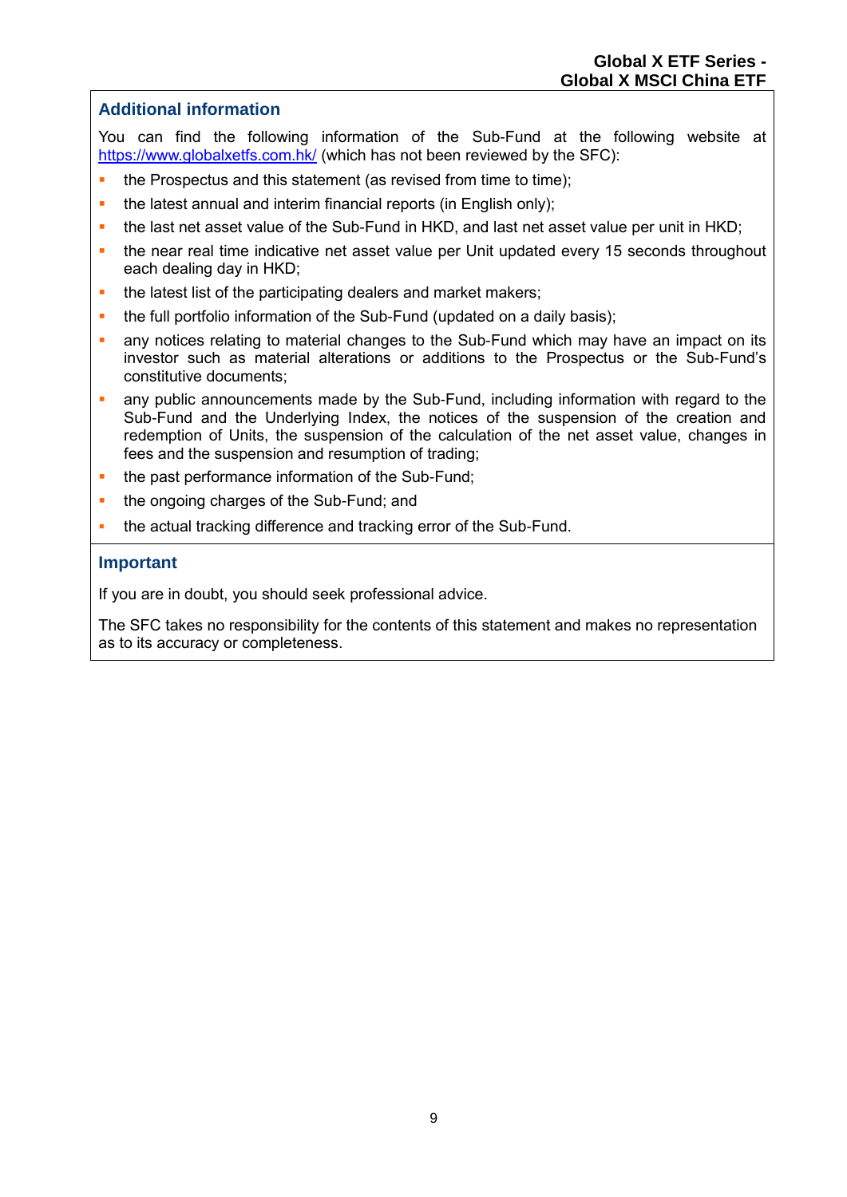## Additional information

You can find the following information of the Sub-Fund at the following website at https://www.globalxetfs.com.hk/ (which has not been reviewed by the SFC):

- the Prospectus and this statement (as revised from time to time);
- the latest annual and interim financial reports (in English only);
- the last net asset value of the Sub-Fund in HKD, and last net asset value per unit in HKD;
- the near real time indicative net asset value per Unit updated every 15 seconds throughout each dealing day in HKD;
- the latest list of the participating dealers and market makers;
- the full portfolio information of the Sub-Fund (updated on a daily basis);
- any notices relating to material changes to the Sub-Fund which may have an impact on its investor such as material alterations or additions to the Prospectus or the Sub-Fund's constitutive documents;
- any public announcements made by the Sub-Fund, including information with regard to the Sub-Fund and the Underlying Index, the notices of the suspension of the creation and redemption of Units, the suspension of the calculation of the net asset value, changes in fees and the suspension and resumption of trading;
- the past performance information of the Sub-Fund;
- the ongoing charges of the Sub-Fund; and
- the actual tracking difference and tracking error of the Sub-Fund.

## Important

If you are in doubt, you should seek professional advice.

The SFC takes no responsibility for the contents of this statement and makes no representation as to its accuracy or completeness.